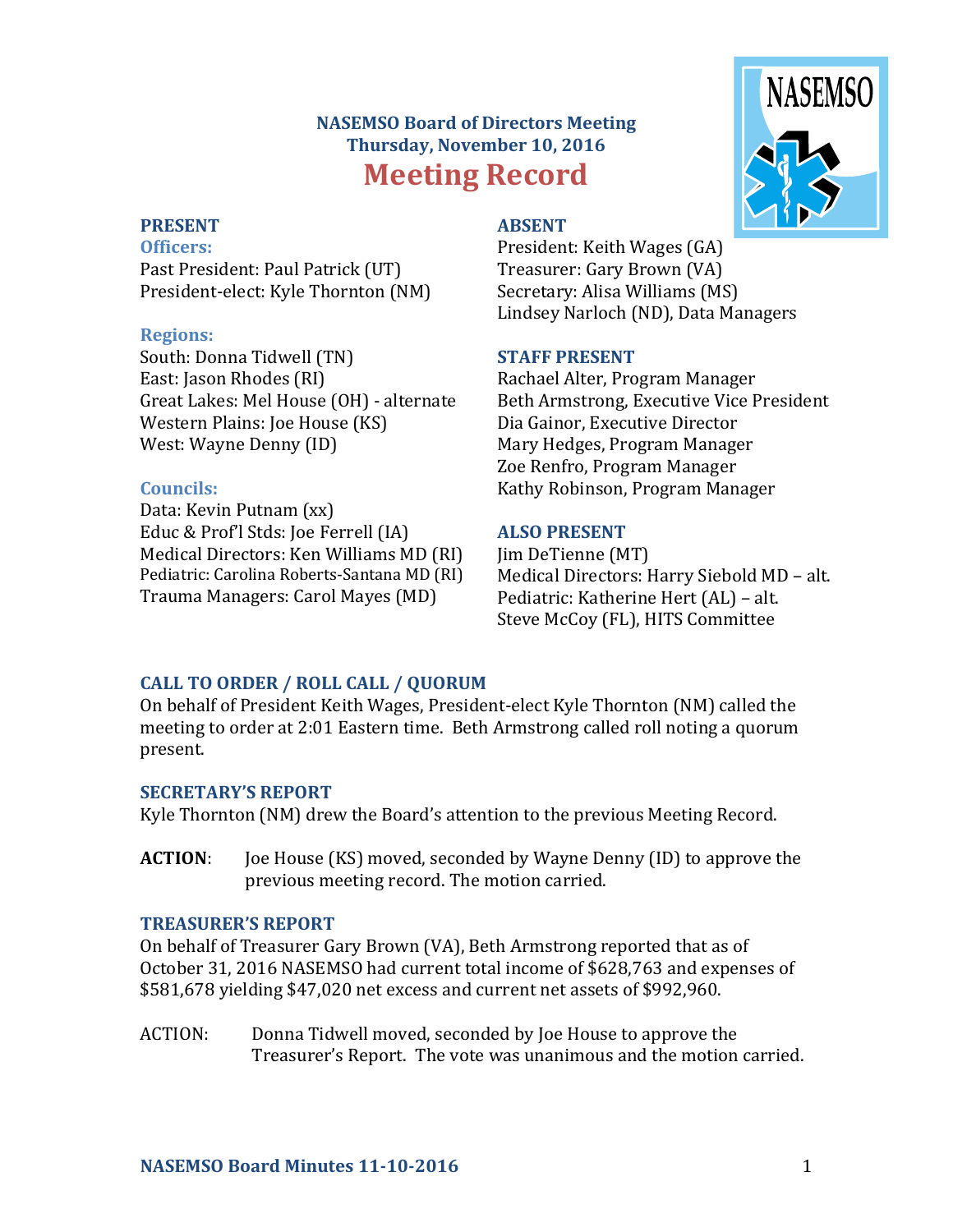# NASEMSO Board of Directors Meeting
## Thursday, November 10, 2016
# Meeting Record

### PRESENT

**Officers:**

Past President: Paul Patrick (UT)
President-elect: Kyle Thornton (NM)

**Regions:**

South: Donna Tidwell (TN)
East: Jason Rhodes (RI)
Great Lakes: Mel House (OH) - alternate
Western Plains: Joe House (KS)
West: Wayne Denny (ID)

**Councils:**

Data: Kevin Putnam (xx)
Educ & Prof'l Stds: Joe Ferrell (IA)
Medical Directors: Ken Williams MD (RI)
Pediatric: Carolina Roberts-Santana MD (RI)
Trauma Managers: Carol Mayes (MD)

### ABSENT

President: Keith Wages (GA)
Treasurer: Gary Brown (VA)
Secretary: Alisa Williams (MS)
Lindsey Narloch (ND), Data Managers

### STAFF PRESENT

Rachael Alter, Program Manager
Beth Armstrong, Executive Vice President
Dia Gainor, Executive Director
Mary Hedges, Program Manager
Zoe Renfro, Program Manager
Kathy Robinson, Program Manager

### ALSO PRESENT

Jim DeTienne (MT)
Medical Directors: Harry Siebold MD – alt.
Pediatric: Katherine Hert (AL) – alt.
Steve McCoy (FL), HITS Committee

### CALL TO ORDER / ROLL CALL / QUORUM

On behalf of President Keith Wages, President-elect Kyle Thornton (NM) called the meeting to order at 2:01 Eastern time. Beth Armstrong called roll noting a quorum present.

### SECRETARY'S REPORT

Kyle Thornton (NM) drew the Board's attention to the previous Meeting Record.

**ACTION**: Joe House (KS) moved, seconded by Wayne Denny (ID) to approve the previous meeting record. The motion carried.

### TREASURER'S REPORT

On behalf of Treasurer Gary Brown (VA), Beth Armstrong reported that as of October 31, 2016 NASEMSO had current total income of $628,763 and expenses of $581,678 yielding $47,020 net excess and current net assets of $992,960.

ACTION: Donna Tidwell moved, seconded by Joe House to approve the Treasurer's Report. The vote was unanimous and the motion carried.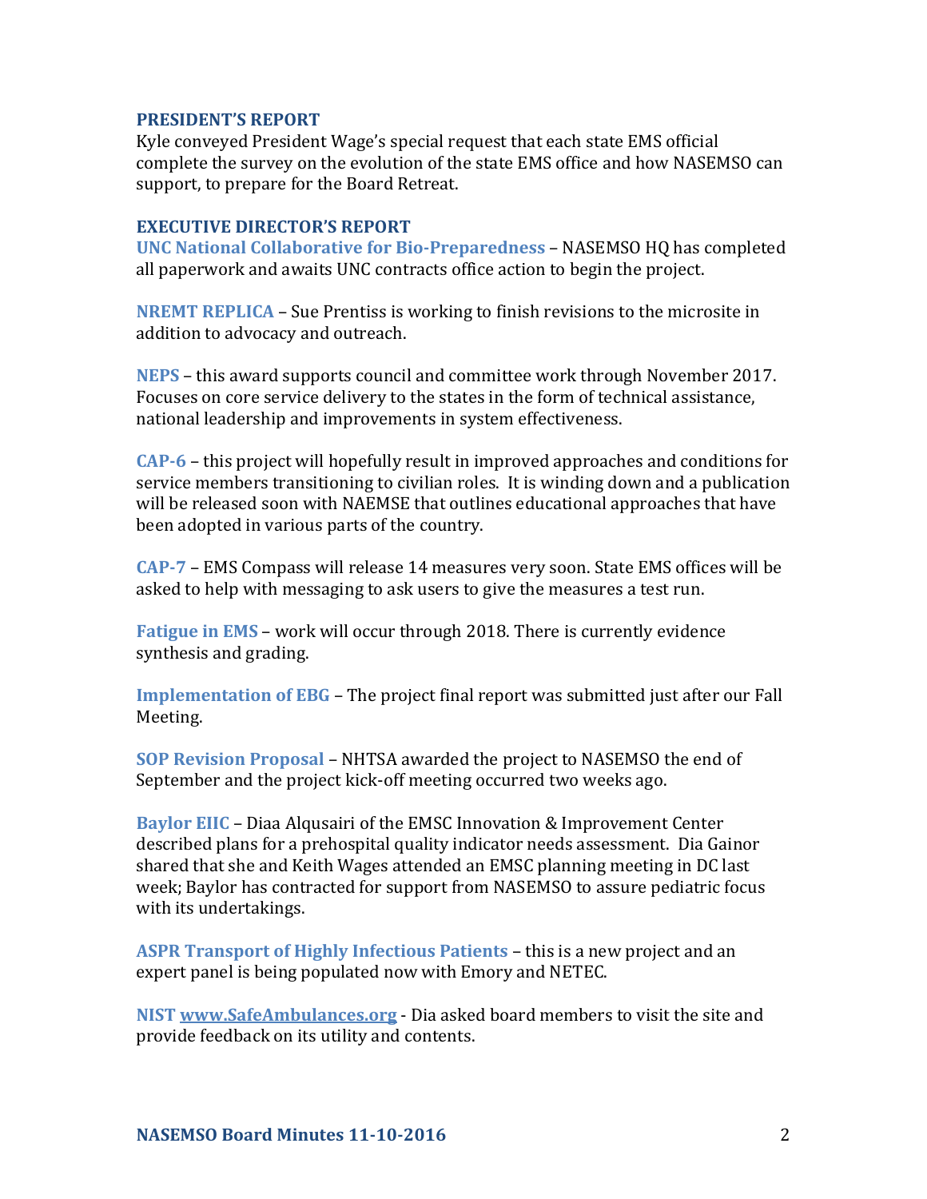## PRESIDENT'S REPORT

Kyle conveyed President Wage's special request that each state EMS official complete the survey on the evolution of the state EMS office and how NASEMSO can support, to prepare for the Board Retreat.

## EXECUTIVE DIRECTOR'S REPORT

**UNC National Collaborative for Bio-Preparedness** – NASEMSO HQ has completed all paperwork and awaits UNC contracts office action to begin the project.

**NREMT REPLICA** – Sue Prentiss is working to finish revisions to the microsite in addition to advocacy and outreach.

**NEPS** – this award supports council and committee work through November 2017. Focuses on core service delivery to the states in the form of technical assistance, national leadership and improvements in system effectiveness.

**CAP-6** – this project will hopefully result in improved approaches and conditions for service members transitioning to civilian roles. It is winding down and a publication will be released soon with NAEMSE that outlines educational approaches that have been adopted in various parts of the country.

**CAP-7** – EMS Compass will release 14 measures very soon. State EMS offices will be asked to help with messaging to ask users to give the measures a test run.

**Fatigue in EMS** – work will occur through 2018. There is currently evidence synthesis and grading.

**Implementation of EBG** – The project final report was submitted just after our Fall Meeting.

**SOP Revision Proposal** – NHTSA awarded the project to NASEMSO the end of September and the project kick-off meeting occurred two weeks ago.

**Baylor EIIC** – Diaa Alqusairi of the EMSC Innovation & Improvement Center described plans for a prehospital quality indicator needs assessment. Dia Gainor shared that she and Keith Wages attended an EMSC planning meeting in DC last week; Baylor has contracted for support from NASEMSO to assure pediatric focus with its undertakings.

**ASPR Transport of Highly Infectious Patients** – this is a new project and an expert panel is being populated now with Emory and NETEC.

**NIST www.SafeAmbulances.org** - Dia asked board members to visit the site and provide feedback on its utility and contents.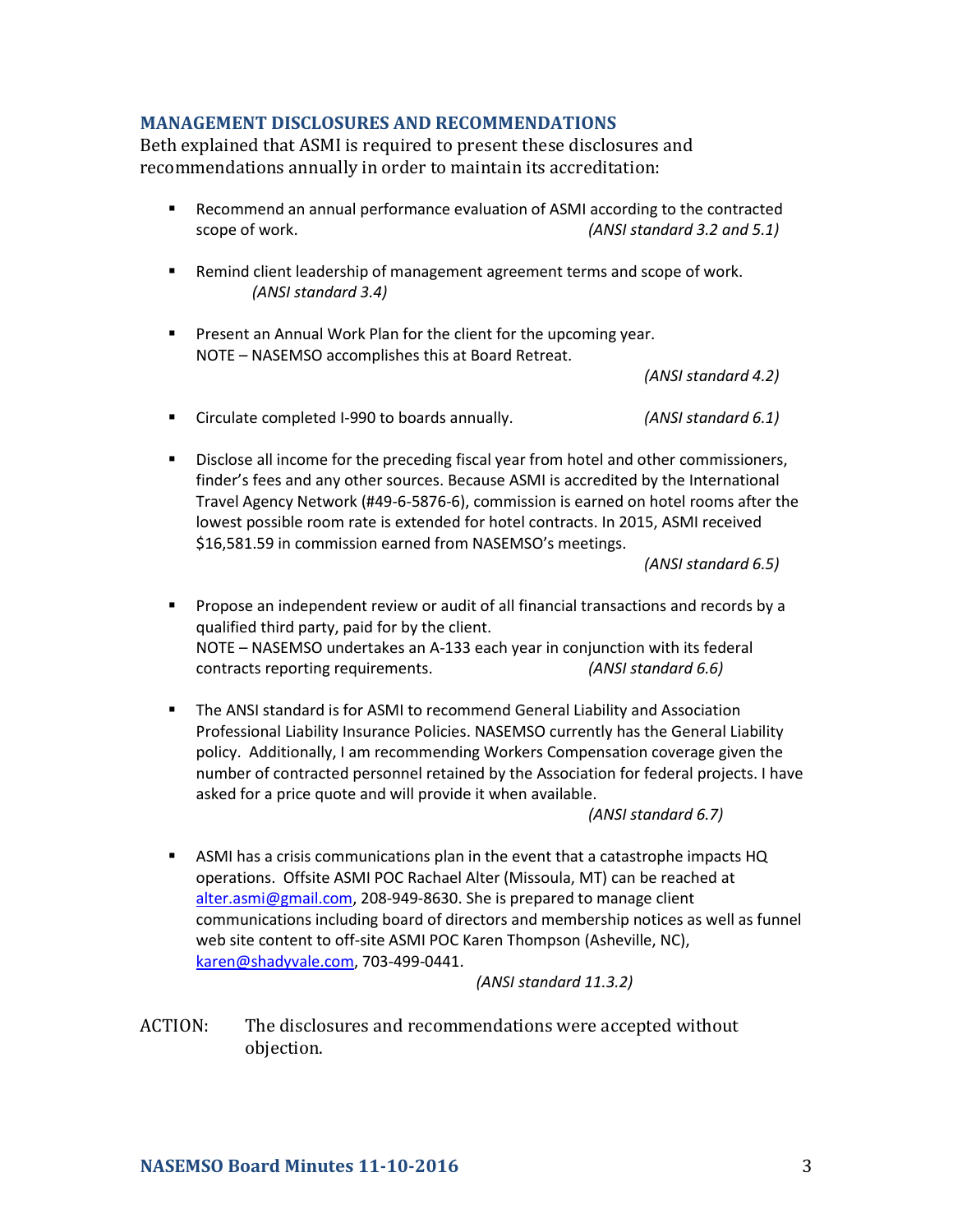## MANAGEMENT DISCLOSURES AND RECOMMENDATIONS

Beth explained that ASMI is required to present these disclosures and recommendations annually in order to maintain its accreditation:

- Recommend an annual performance evaluation of ASMI according to the contracted scope of work. *(ANSI standard 3.2 and 5.1)*

- Remind client leadership of management agreement terms and scope of work. *(ANSI standard 3.4)*

- Present an Annual Work Plan for the client for the upcoming year.
  NOTE – NASEMSO accomplishes this at Board Retreat. *(ANSI standard 4.2)*

- Circulate completed I-990 to boards annually. *(ANSI standard 6.1)*

- Disclose all income for the preceding fiscal year from hotel and other commissioners, finder's fees and any other sources. Because ASMI is accredited by the International Travel Agency Network (#49-6-5876-6), commission is earned on hotel rooms after the lowest possible room rate is extended for hotel contracts. In 2015, ASMI received $16,581.59 in commission earned from NASEMSO's meetings. *(ANSI standard 6.5)*

- Propose an independent review or audit of all financial transactions and records by a qualified third party, paid for by the client.
  NOTE – NASEMSO undertakes an A-133 each year in conjunction with its federal contracts reporting requirements. *(ANSI standard 6.6)*

- The ANSI standard is for ASMI to recommend General Liability and Association Professional Liability Insurance Policies. NASEMSO currently has the General Liability policy. Additionally, I am recommending Workers Compensation coverage given the number of contracted personnel retained by the Association for federal projects. I have asked for a price quote and will provide it when available. *(ANSI standard 6.7)*

- ASMI has a crisis communications plan in the event that a catastrophe impacts HQ operations. Offsite ASMI POC Rachael Alter (Missoula, MT) can be reached at alter.asmi@gmail.com, 208-949-8630. She is prepared to manage client communications including board of directors and membership notices as well as funnel web site content to off-site ASMI POC Karen Thompson (Asheville, NC), karen@shadyvale.com, 703-499-0441. *(ANSI standard 11.3.2)*

ACTION: The disclosures and recommendations were accepted without objection.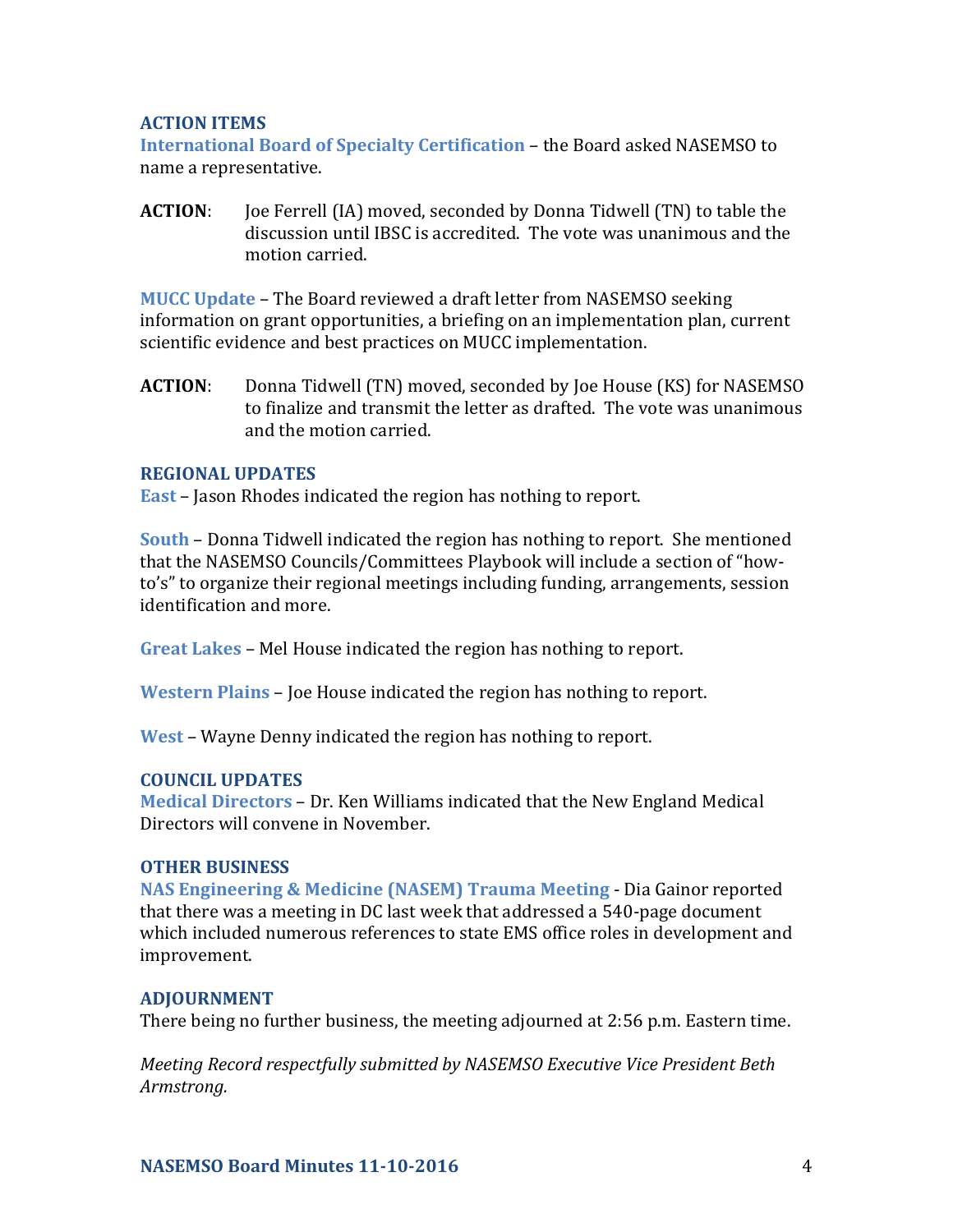## ACTION ITEMS

**International Board of Specialty Certification** – the Board asked NASEMSO to name a representative.

**ACTION**: Joe Ferrell (IA) moved, seconded by Donna Tidwell (TN) to table the discussion until IBSC is accredited. The vote was unanimous and the motion carried.

**MUCC Update** – The Board reviewed a draft letter from NASEMSO seeking information on grant opportunities, a briefing on an implementation plan, current scientific evidence and best practices on MUCC implementation.

**ACTION**: Donna Tidwell (TN) moved, seconded by Joe House (KS) for NASEMSO to finalize and transmit the letter as drafted. The vote was unanimous and the motion carried.

## REGIONAL UPDATES

**East** – Jason Rhodes indicated the region has nothing to report.

**South** – Donna Tidwell indicated the region has nothing to report. She mentioned that the NASEMSO Councils/Committees Playbook will include a section of "how-to's" to organize their regional meetings including funding, arrangements, session identification and more.

**Great Lakes** – Mel House indicated the region has nothing to report.

**Western Plains** – Joe House indicated the region has nothing to report.

**West** – Wayne Denny indicated the region has nothing to report.

## COUNCIL UPDATES

**Medical Directors** – Dr. Ken Williams indicated that the New England Medical Directors will convene in November.

## OTHER BUSINESS

**NAS Engineering & Medicine (NASEM) Trauma Meeting** - Dia Gainor reported that there was a meeting in DC last week that addressed a 540-page document which included numerous references to state EMS office roles in development and improvement.

## ADJOURNMENT

There being no further business, the meeting adjourned at 2:56 p.m. Eastern time.

*Meeting Record respectfully submitted by NASEMSO Executive Vice President Beth Armstrong.*